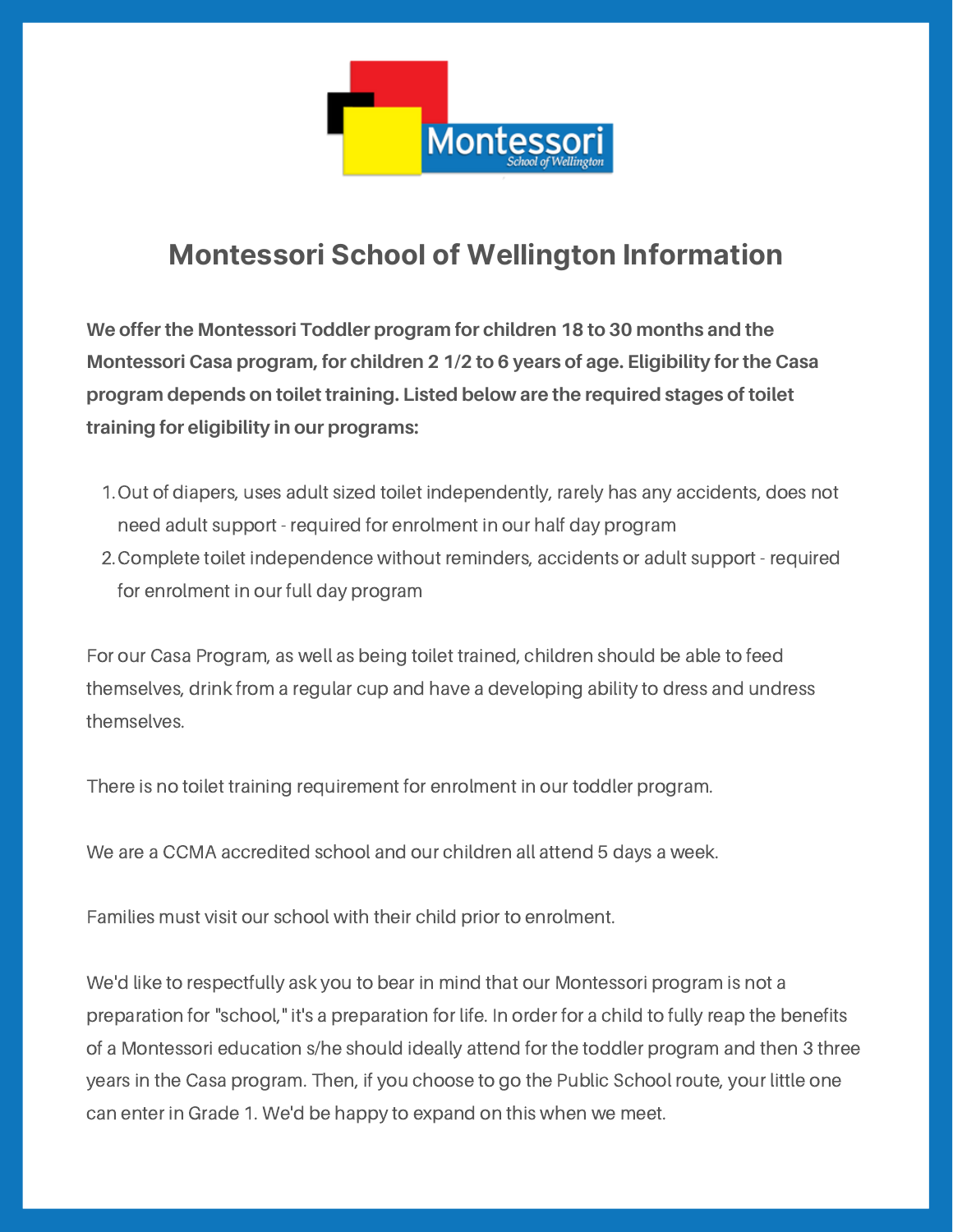# Montessori School of Wellington Information

**We offer the Montessori Toddler program for children 18 to 30 months and the Montessori Casa program, for children 2 1/2 to 6 years of age. Eligibility for the Casa program depends on toilet training. Listed below are the required stages of toilet training for eligibility in our programs:**

1. Out of diapers, uses adult sized toilet independently, rarely has any accidents, does not need adult support - required for enrolment in our half day program
2. Complete toilet independence without reminders, accidents or adult support - required for enrolment in our full day program

For our Casa Program, as well as being toilet trained, children should be able to feed themselves, drink from a regular cup and have a developing ability to dress and undress themselves.

There is no toilet training requirement for enrolment in our toddler program.

We are a CCMA accredited school and our children all attend 5 days a week.

Families must visit our school with their child prior to enrolment.

We'd like to respectfully ask you to bear in mind that our Montessori program is not a preparation for "school," it's a preparation for life. In order for a child to fully reap the benefits of a Montessori education s/he should ideally attend for the toddler program and then 3 three years in the Casa program. Then, if you choose to go the Public School route, your little one can enter in Grade 1. We'd be happy to expand on this when we meet.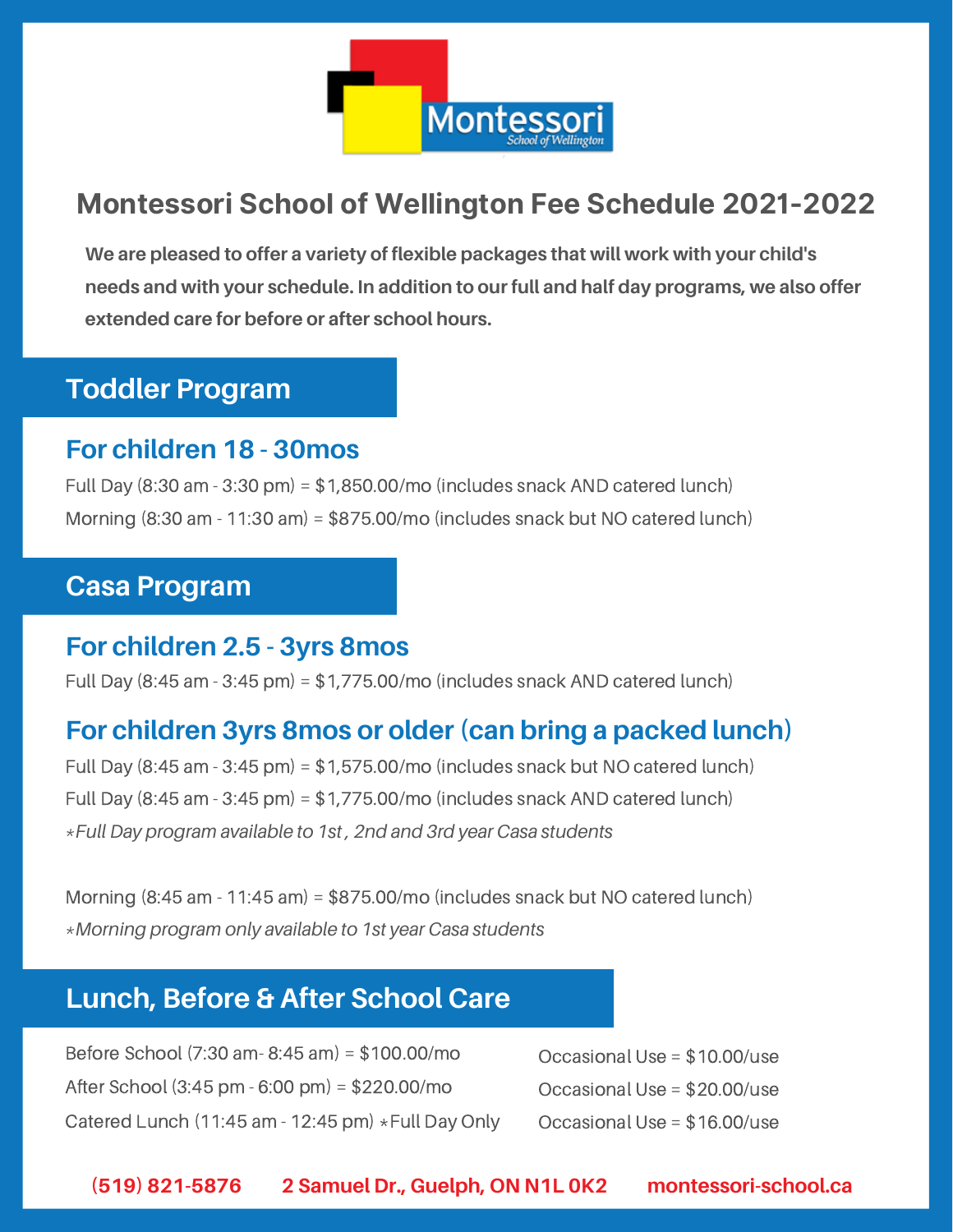# Montessori School of Wellington Fee Schedule 2021-2022

**We are pleased to offer a variety of flexible packages that will work with your child's needs and with your schedule. In addition to our full and half day programs, we also offer extended care for before or after school hours.**

## Toddler Program

### For children 18 - 30mos

Full Day (8:30 am - 3:30 pm) = $1,850.00/mo (includes snack AND catered lunch)

Morning (8:30 am - 11:30 am) = $875.00/mo (includes snack but NO catered lunch)

## Casa Program

### For children 2.5 - 3yrs 8mos

Full Day (8:45 am - 3:45 pm) = $1,775.00/mo (includes snack AND catered lunch)

### For children 3yrs 8mos or older (can bring a packed lunch)

Full Day (8:45 am - 3:45 pm) = $1,575.00/mo (includes snack but NO catered lunch)

Full Day (8:45 am - 3:45 pm) = $1,775.00/mo (includes snack AND catered lunch)

*\*Full Day program available to 1st , 2nd and 3rd year Casa students*

Morning (8:45 am - 11:45 am) = $875.00/mo (includes snack but NO catered lunch)

*\*Morning program only available to 1st year Casa students*

## Lunch, Before & After School Care

| | |
|---|---|
| Before School (7:30 am- 8:45 am) = $100.00/mo | Occasional Use = $10.00/use |
| After School (3:45 pm - 6:00 pm) = $220.00/mo | Occasional Use = $20.00/use |
| Catered Lunch (11:45 am - 12:45 pm) *Full Day Only | Occasional Use = $16.00/use |

**(519) 821-5876    2 Samuel Dr., Guelph, ON N1L 0K2    montessori-school.ca**